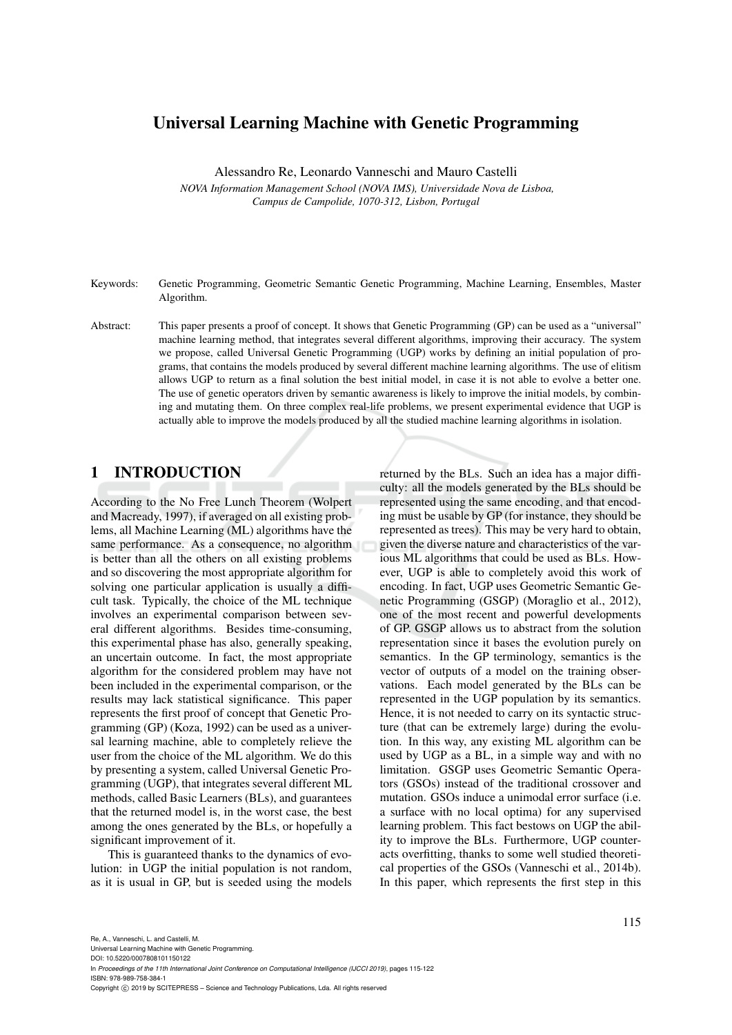# Universal Learning Machine with Genetic Programming

Alessandro Re, Leonardo Vanneschi and Mauro Castelli

*NOVA Information Management School (NOVA IMS), Universidade Nova de Lisboa, Campus de Campolide, 1070-312, Lisbon, Portugal*

Keywords: Genetic Programming, Geometric Semantic Genetic Programming, Machine Learning, Ensembles, Master Algorithm.

Abstract: This paper presents a proof of concept. It shows that Genetic Programming (GP) can be used as a "universal" machine learning method, that integrates several different algorithms, improving their accuracy. The system we propose, called Universal Genetic Programming (UGP) works by defining an initial population of programs, that contains the models produced by several different machine learning algorithms. The use of elitism allows UGP to return as a final solution the best initial model, in case it is not able to evolve a better one. The use of genetic operators driven by semantic awareness is likely to improve the initial models, by combining and mutating them. On three complex real-life problems, we present experimental evidence that UGP is actually able to improve the models produced by all the studied machine learning algorithms in isolation.

## 1 INTRODUCTION

According to the No Free Lunch Theorem (Wolpert and Macready, 1997), if averaged on all existing problems, all Machine Learning (ML) algorithms have the same performance. As a consequence, no algorithm is better than all the others on all existing problems and so discovering the most appropriate algorithm for solving one particular application is usually a difficult task. Typically, the choice of the ML technique involves an experimental comparison between several different algorithms. Besides time-consuming, this experimental phase has also, generally speaking, an uncertain outcome. In fact, the most appropriate algorithm for the considered problem may have not been included in the experimental comparison, or the results may lack statistical significance. This paper represents the first proof of concept that Genetic Programming (GP) (Koza, 1992) can be used as a universal learning machine, able to completely relieve the user from the choice of the ML algorithm. We do this by presenting a system, called Universal Genetic Programming (UGP), that integrates several different ML methods, called Basic Learners (BLs), and guarantees that the returned model is, in the worst case, the best among the ones generated by the BLs, or hopefully a significant improvement of it.

This is guaranteed thanks to the dynamics of evolution: in UGP the initial population is not random, as it is usual in GP, but is seeded using the models returned by the BLs. Such an idea has a major difficulty: all the models generated by the BLs should be represented using the same encoding, and that encoding must be usable by GP (for instance, they should be represented as trees). This may be very hard to obtain, given the diverse nature and characteristics of the various ML algorithms that could be used as BLs. However, UGP is able to completely avoid this work of encoding. In fact, UGP uses Geometric Semantic Genetic Programming (GSGP) (Moraglio et al., 2012), one of the most recent and powerful developments of GP. GSGP allows us to abstract from the solution representation since it bases the evolution purely on semantics. In the GP terminology, semantics is the vector of outputs of a model on the training observations. Each model generated by the BLs can be represented in the UGP population by its semantics. Hence, it is not needed to carry on its syntactic structure (that can be extremely large) during the evolution. In this way, any existing ML algorithm can be used by UGP as a BL, in a simple way and with no limitation. GSGP uses Geometric Semantic Operators (GSOs) instead of the traditional crossover and mutation. GSOs induce a unimodal error surface (i.e. a surface with no local optima) for any supervised learning problem. This fact bestows on UGP the ability to improve the BLs. Furthermore, UGP counteracts overfitting, thanks to some well studied theoretical properties of the GSOs (Vanneschi et al., 2014b). In this paper, which represents the first step in this

Re, A., Vanneschi, L. and Castelli, M.
Universal Learning Machine with Genetic Programming.
DOI: 10.5220/0007808101150122
In *Proceedings of the 11th International Joint Conference on Computational Intelligence (IJCCI 2019)*, pages 115-122
ISBN: 978-989-758-384-1
Copyright © 2019 by SCITEPRESS – Science and Technology Publications, Lda. All rights reserved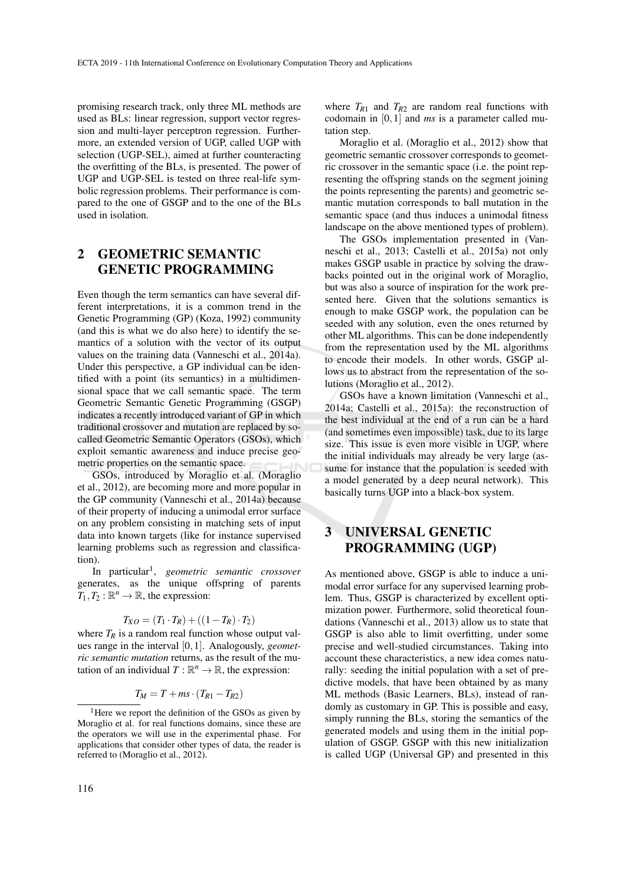promising research track, only three ML methods are used as BLs: linear regression, support vector regression and multi-layer perceptron regression. Furthermore, an extended version of UGP, called UGP with selection (UGP-SEL), aimed at further counteracting the overfitting of the BLs, is presented. The power of UGP and UGP-SEL is tested on three real-life symbolic regression problems. Their performance is compared to the one of GSGP and to the one of the BLs used in isolation.

## 2 GEOMETRIC SEMANTIC GENETIC PROGRAMMING

Even though the term semantics can have several different interpretations, it is a common trend in the Genetic Programming (GP) (Koza, 1992) community (and this is what we do also here) to identify the semantics of a solution with the vector of its output values on the training data (Vanneschi et al., 2014a). Under this perspective, a GP individual can be identified with a point (its semantics) in a multidimensional space that we call semantic space. The term Geometric Semantic Genetic Programming (GSGP) indicates a recently introduced variant of GP in which traditional crossover and mutation are replaced by so-called Geometric Semantic Operators (GSOs), which exploit semantic awareness and induce precise geometric properties on the semantic space.

GSOs, introduced by Moraglio et al. (Moraglio et al., 2012), are becoming more and more popular in the GP community (Vanneschi et al., 2014a) because of their property of inducing a unimodal error surface on any problem consisting in matching sets of input data into known targets (like for instance supervised learning problems such as regression and classification).

In particular[1], *geometric semantic crossover* generates, as the unique offspring of parents $T_1, T_2 : \mathbb{R}^n \rightarrow \mathbb{R}$, the expression:

$$T_{XO} = (T_1 \cdot T_R) + ((1 - T_R) \cdot T_2)$$

where $T_R$ is a random real function whose output values range in the interval $[0,1]$. Analogously, *geometric semantic mutation* returns, as the result of the mutation of an individual $T : \mathbb{R}^n \rightarrow \mathbb{R}$, the expression:

$$T_M = T + ms \cdot (T_{R1} - T_{R2})$$

where $T_{R1}$ and $T_{R2}$ are random real functions with codomain in $[0,1]$ and *ms* is a parameter called mutation step.

Moraglio et al. (Moraglio et al., 2012) show that geometric semantic crossover corresponds to geometric crossover in the semantic space (i.e. the point representing the offspring stands on the segment joining the points representing the parents) and geometric semantic mutation corresponds to ball mutation in the semantic space (and thus induces a unimodal fitness landscape on the above mentioned types of problem).

The GSOs implementation presented in (Vanneschi et al., 2013; Castelli et al., 2015a) not only makes GSGP usable in practice by solving the drawbacks pointed out in the original work of Moraglio, but was also a source of inspiration for the work presented here. Given that the solutions semantics is enough to make GSGP work, the population can be seeded with any solution, even the ones returned by other ML algorithms. This can be done independently from the representation used by the ML algorithms to encode their models. In other words, GSGP allows us to abstract from the representation of the solutions (Moraglio et al., 2012).

GSOs have a known limitation (Vanneschi et al., 2014a; Castelli et al., 2015a): the reconstruction of the best individual at the end of a run can be a hard (and sometimes even impossible) task, due to its large size. This issue is even more visible in UGP, where the initial individuals may already be very large (assume for instance that the population is seeded with a model generated by a deep neural network). This basically turns UGP into a black-box system.

## 3 UNIVERSAL GENETIC PROGRAMMING (UGP)

As mentioned above, GSGP is able to induce a unimodal error surface for any supervised learning problem. Thus, GSGP is characterized by excellent optimization power. Furthermore, solid theoretical foundations (Vanneschi et al., 2013) allow us to state that GSGP is also able to limit overfitting, under some precise and well-studied circumstances. Taking into account these characteristics, a new idea comes naturally: seeding the initial population with a set of predictive models, that have been obtained by as many ML methods (Basic Learners, BLs), instead of randomly as customary in GP. This is possible and easy, simply running the BLs, storing the semantics of the generated models and using them in the initial population of GSGP. GSGP with this new initialization is called UGP (Universal GP) and presented in this

[1] Here we report the definition of the GSOs as given by Moraglio et al. for real functions domains, since these are the operators we will use in the experimental phase. For applications that consider other types of data, the reader is referred to (Moraglio et al., 2012).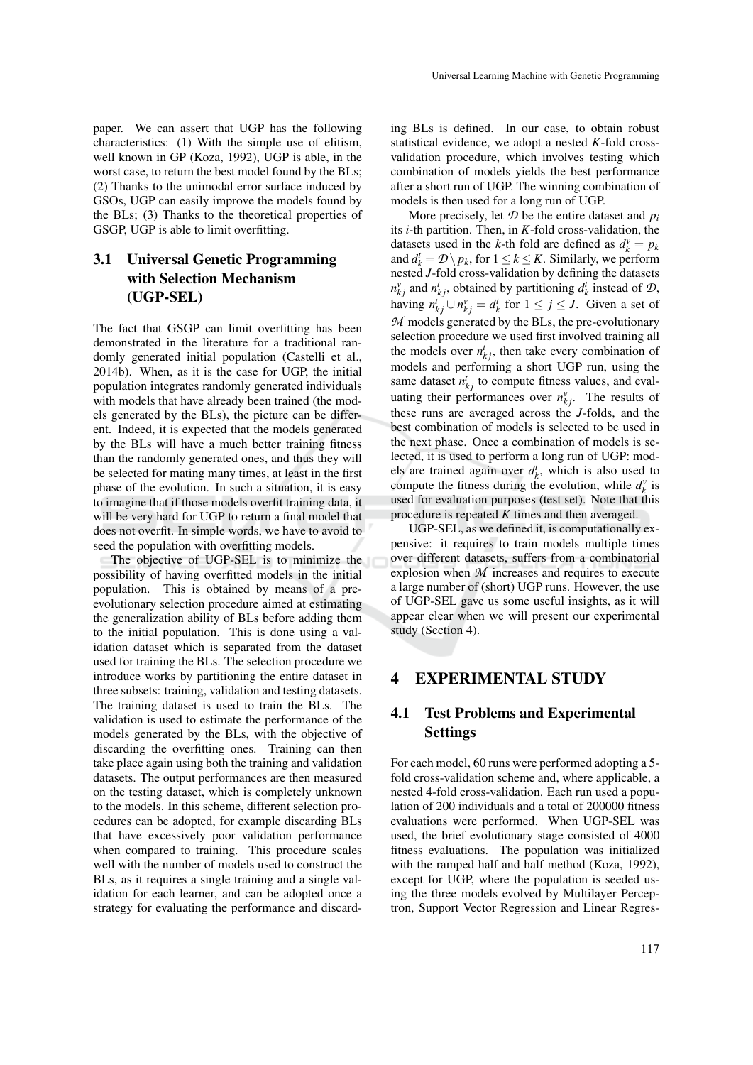paper. We can assert that UGP has the following characteristics: (1) With the simple use of elitism, well known in GP (Koza, 1992), UGP is able, in the worst case, to return the best model found by the BLs; (2) Thanks to the unimodal error surface induced by GSOs, UGP can easily improve the models found by the BLs; (3) Thanks to the theoretical properties of GSGP, UGP is able to limit overfitting.

### 3.1 Universal Genetic Programming with Selection Mechanism (UGP-SEL)

The fact that GSGP can limit overfitting has been demonstrated in the literature for a traditional randomly generated initial population (Castelli et al., 2014b). When, as it is the case for UGP, the initial population integrates randomly generated individuals with models that have already been trained (the models generated by the BLs), the picture can be different. Indeed, it is expected that the models generated by the BLs will have a much better training fitness than the randomly generated ones, and thus they will be selected for mating many times, at least in the first phase of the evolution. In such a situation, it is easy to imagine that if those models overfit training data, it will be very hard for UGP to return a final model that does not overfit. In simple words, we have to avoid to seed the population with overfitting models.

The objective of UGP-SEL is to minimize the possibility of having overfitted models in the initial population. This is obtained by means of a pre-evolutionary selection procedure aimed at estimating the generalization ability of BLs before adding them to the initial population. This is done using a validation dataset which is separated from the dataset used for training the BLs. The selection procedure we introduce works by partitioning the entire dataset in three subsets: training, validation and testing datasets. The training dataset is used to train the BLs. The validation is used to estimate the performance of the models generated by the BLs, with the objective of discarding the overfitting ones. Training can then take place again using both the training and validation datasets. The output performances are then measured on the testing dataset, which is completely unknown to the models. In this scheme, different selection procedures can be adopted, for example discarding BLs that have excessively poor validation performance when compared to training. This procedure scales well with the number of models used to construct the BLs, as it requires a single training and a single validation for each learner, and can be adopted once a strategy for evaluating the performance and discarding BLs is defined. In our case, to obtain robust statistical evidence, we adopt a nested $K$-fold cross-validation procedure, which involves testing which combination of models yields the best performance after a short run of UGP. The winning combination of models is then used for a long run of UGP.

More precisely, let $\mathcal{D}$ be the entire dataset and $p_i$ its $i$-th partition. Then, in $K$-fold cross-validation, the datasets used in the $k$-th fold are defined as $d_k^v = p_k$ and $d_k^t = \mathcal{D} \setminus p_k$, for $1 \leq k \leq K$. Similarly, we perform nested $J$-fold cross-validation by defining the datasets $n_{kj}^v$ and $n_{kj}^t$, obtained by partitioning $d_k^t$ instead of $\mathcal{D}$, having $n_{kj}^t \cup n_{kj}^v = d_k^t$ for $1 \leq j \leq J$. Given a set of $\mathcal{M}$ models generated by the BLs, the pre-evolutionary selection procedure we used first involved training all the models over $n_{kj}^t$, then take every combination of models and performing a short UGP run, using the same dataset $n_{kj}^t$ to compute fitness values, and evaluating their performances over $n_{kj}^v$. The results of these runs are averaged across the $J$-folds, and the best combination of models is selected to be used in the next phase. Once a combination of models is selected, it is used to perform a long run of UGP: models are trained again over $d_k^t$, which is also used to compute the fitness during the evolution, while $d_k^v$ is used for evaluation purposes (test set). Note that this procedure is repeated $K$ times and then averaged.

UGP-SEL, as we defined it, is computationally expensive: it requires to train models multiple times over different datasets, suffers from a combinatorial explosion when $\mathcal{M}$ increases and requires to execute a large number of (short) UGP runs. However, the use of UGP-SEL gave us some useful insights, as it will appear clear when we will present our experimental study (Section 4).

## 4 EXPERIMENTAL STUDY

### 4.1 Test Problems and Experimental Settings

For each model, 60 runs were performed adopting a 5-fold cross-validation scheme and, where applicable, a nested 4-fold cross-validation. Each run used a population of 200 individuals and a total of 200000 fitness evaluations were performed. When UGP-SEL was used, the brief evolutionary stage consisted of 4000 fitness evaluations. The population was initialized with the ramped half and half method (Koza, 1992), except for UGP, where the population is seeded using the three models evolved by Multilayer Perceptron, Support Vector Regression and Linear Regres-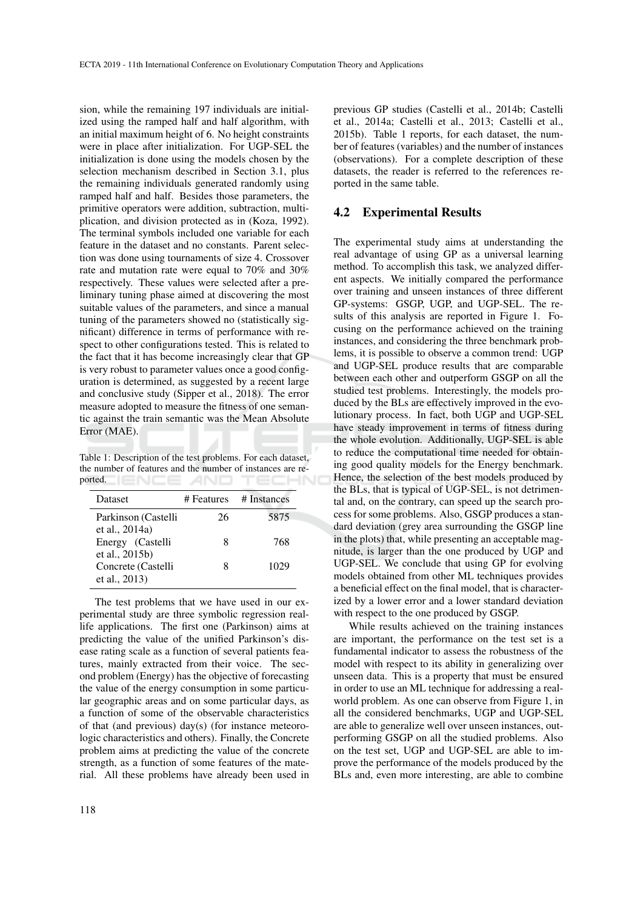sion, while the remaining 197 individuals are initialized using the ramped half and half algorithm, with an initial maximum height of 6. No height constraints were in place after initialization. For UGP-SEL the initialization is done using the models chosen by the selection mechanism described in Section 3.1, plus the remaining individuals generated randomly using ramped half and half. Besides those parameters, the primitive operators were addition, subtraction, multiplication, and division protected as in (Koza, 1992). The terminal symbols included one variable for each feature in the dataset and no constants. Parent selection was done using tournaments of size 4. Crossover rate and mutation rate were equal to 70% and 30% respectively. These values were selected after a preliminary tuning phase aimed at discovering the most suitable values of the parameters, and since a manual tuning of the parameters showed no (statistically significant) difference in terms of performance with respect to other configurations tested. This is related to the fact that it has become increasingly clear that GP is very robust to parameter values once a good configuration is determined, as suggested by a recent large and conclusive study (Sipper et al., 2018). The error measure adopted to measure the fitness of one semantic against the train semantic was the Mean Absolute Error (MAE).

Table 1: Description of the test problems. For each dataset, the number of features and the number of instances are reported.

| Dataset | # Features | # Instances |
|---|---|---|
| Parkinson (Castelli et al., 2014a) | 26 | 5875 |
| Energy (Castelli et al., 2015b) | 8 | 768 |
| Concrete (Castelli et al., 2013) | 8 | 1029 |

The test problems that we have used in our experimental study are three symbolic regression real-life applications. The first one (Parkinson) aims at predicting the value of the unified Parkinson's disease rating scale as a function of several patients features, mainly extracted from their voice. The second problem (Energy) has the objective of forecasting the value of the energy consumption in some particular geographic areas and on some particular days, as a function of some of the observable characteristics of that (and previous) day(s) (for instance meteorologic characteristics and others). Finally, the Concrete problem aims at predicting the value of the concrete strength, as a function of some features of the material. All these problems have already been used in previous GP studies (Castelli et al., 2014b; Castelli et al., 2014a; Castelli et al., 2013; Castelli et al., 2015b). Table 1 reports, for each dataset, the number of features (variables) and the number of instances (observations). For a complete description of these datasets, the reader is referred to the references reported in the same table.

## 4.2 Experimental Results

The experimental study aims at understanding the real advantage of using GP as a universal learning method. To accomplish this task, we analyzed different aspects. We initially compared the performance over training and unseen instances of three different GP-systems: GSGP, UGP, and UGP-SEL. The results of this analysis are reported in Figure 1. Focusing on the performance achieved on the training instances, and considering the three benchmark problems, it is possible to observe a common trend: UGP and UGP-SEL produce results that are comparable between each other and outperform GSGP on all the studied test problems. Interestingly, the models produced by the BLs are effectively improved in the evolutionary process. In fact, both UGP and UGP-SEL have steady improvement in terms of fitness during the whole evolution. Additionally, UGP-SEL is able to reduce the computational time needed for obtaining good quality models for the Energy benchmark. Hence, the selection of the best models produced by the BLs, that is typical of UGP-SEL, is not detrimental and, on the contrary, can speed up the search process for some problems. Also, GSGP produces a standard deviation (grey area surrounding the GSGP line in the plots) that, while presenting an acceptable magnitude, is larger than the one produced by UGP and UGP-SEL. We conclude that using GP for evolving models obtained from other ML techniques provides a beneficial effect on the final model, that is characterized by a lower error and a lower standard deviation with respect to the one produced by GSGP.

While results achieved on the training instances are important, the performance on the test set is a fundamental indicator to assess the robustness of the model with respect to its ability in generalizing over unseen data. This is a property that must be ensured in order to use an ML technique for addressing a real-world problem. As one can observe from Figure 1, in all the considered benchmarks, UGP and UGP-SEL are able to generalize well over unseen instances, outperforming GSGP on all the studied problems. Also on the test set, UGP and UGP-SEL are able to improve the performance of the models produced by the BLs and, even more interesting, are able to combine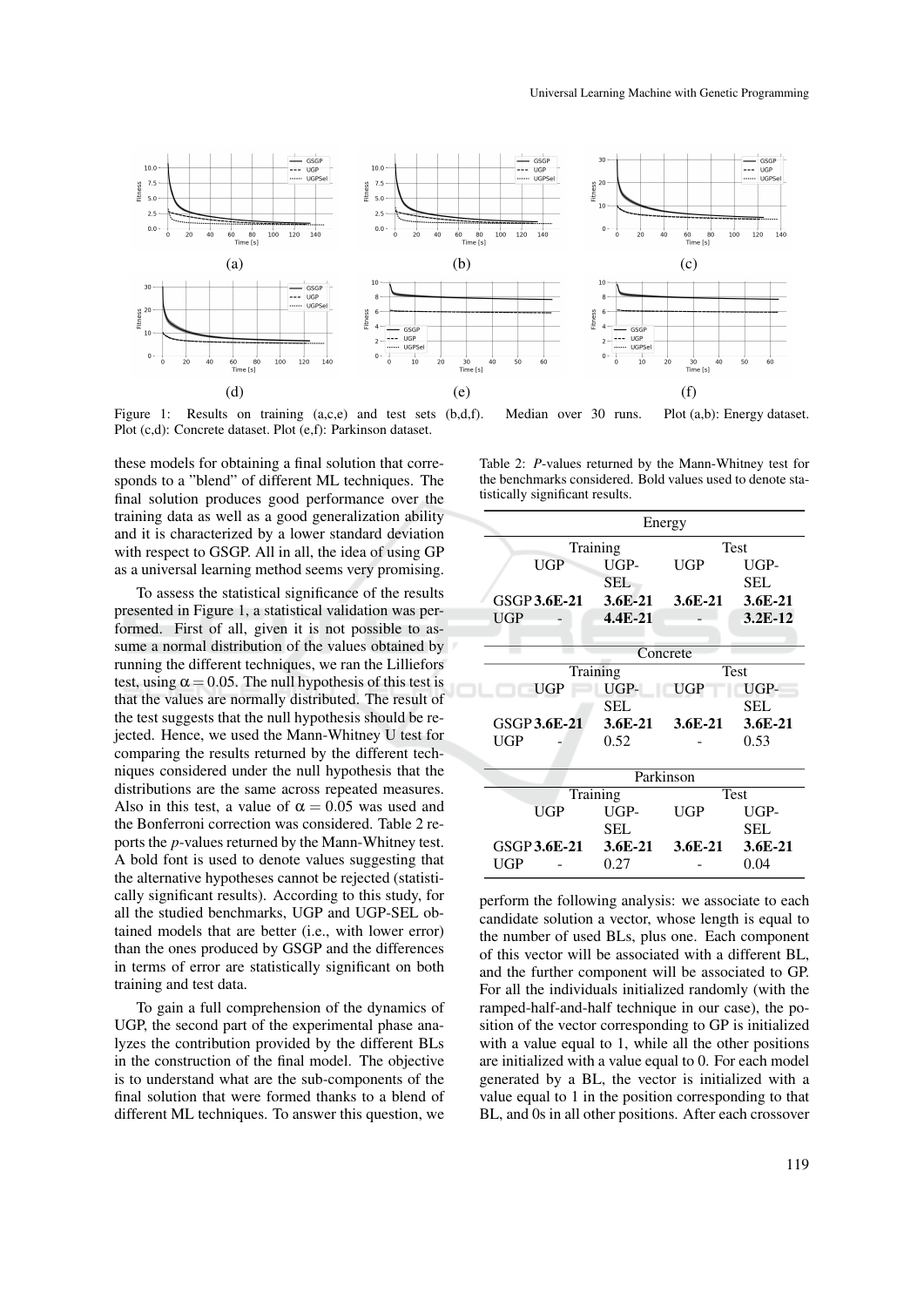Figure 1: Results on training (a,c,e) and test sets (b,d,f). Median over 30 runs. Plot (a,b): Energy dataset. Plot (c,d): Concrete dataset. Plot (e,f): Parkinson dataset.

these models for obtaining a final solution that corresponds to a "blend" of different ML techniques. The final solution produces good performance over the training data as well as a good generalization ability and it is characterized by a lower standard deviation with respect to GSGP. All in all, the idea of using GP as a universal learning method seems very promising.

To assess the statistical significance of the results presented in Figure 1, a statistical validation was performed. First of all, given it is not possible to assume a normal distribution of the values obtained by running the different techniques, we ran the Lilliefors test, using $\alpha = 0.05$. The null hypothesis of this test is that the values are normally distributed. The result of the test suggests that the null hypothesis should be rejected. Hence, we used the Mann-Whitney U test for comparing the results returned by the different techniques considered under the null hypothesis that the distributions are the same across repeated measures. Also in this test, a value of $\alpha = 0.05$ was used and the Bonferroni correction was considered. Table 2 reports the *p*-values returned by the Mann-Whitney test. A bold font is used to denote values suggesting that the alternative hypotheses cannot be rejected (statistically significant results). According to this study, for all the studied benchmarks, UGP and UGP-SEL obtained models that are better (i.e., with lower error) than the ones produced by GSGP and the differences in terms of error are statistically significant on both training and test data.

Table 2: *P*-values returned by the Mann-Whitney test for the benchmarks considered. Bold values used to denote statistically significant results.

| | Energy | | | |
|---|---|---|---|---|
| | Training | | Test | |
| | UGP | UGP-SEL | UGP | UGP-SEL |
| GSGP | **3.6E-21** | **3.6E-21** | **3.6E-21** | **3.6E-21** |
| UGP | - | **4.4E-21** | - | **3.2E-12** |
| | **Concrete** | | | |
| | Training | | Test | |
| | UGP | UGP-SEL | UGP | UGP-SEL |
| GSGP | **3.6E-21** | **3.6E-21** | **3.6E-21** | **3.6E-21** |
| UGP | - | 0.52 | - | 0.53 |
| | **Parkinson** | | | |
| | Training | | Test | |
| | UGP | UGP-SEL | UGP | UGP-SEL |
| GSGP | **3.6E-21** | **3.6E-21** | **3.6E-21** | **3.6E-21** |
| UGP | - | 0.27 | - | 0.04 |

To gain a full comprehension of the dynamics of UGP, the second part of the experimental phase analyzes the contribution provided by the different BLs in the construction of the final model. The objective is to understand what are the sub-components of the final solution that were formed thanks to a blend of different ML techniques. To answer this question, we perform the following analysis: we associate to each candidate solution a vector, whose length is equal to the number of used BLs, plus one. Each component of this vector will be associated with a different BL, and the further component will be associated to GP. For all the individuals initialized randomly (with the ramped-half-and-half technique in our case), the position of the vector corresponding to GP is initialized with a value equal to 1, while all the other positions are initialized with a value equal to 0. For each model generated by a BL, the vector is initialized with a value equal to 1 in the position corresponding to that BL, and 0s in all other positions. After each crossover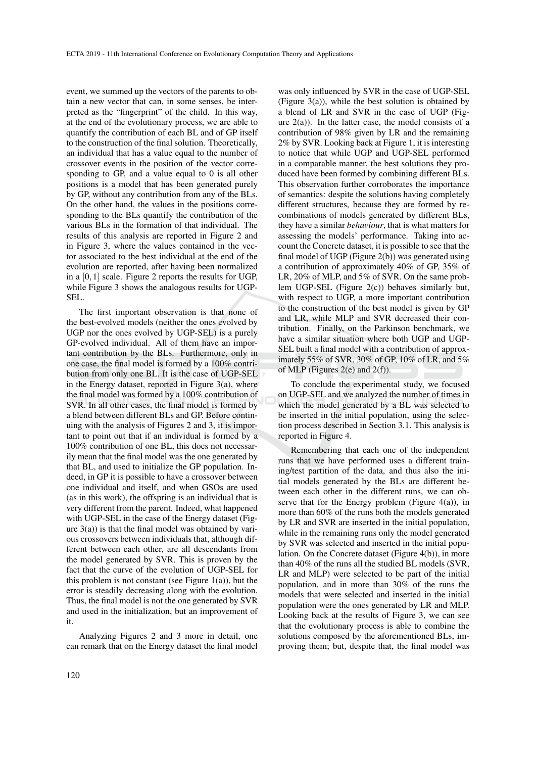event, we summed up the vectors of the parents to obtain a new vector that can, in some senses, be interpreted as the "fingerprint" of the child. In this way, at the end of the evolutionary process, we are able to quantify the contribution of each BL and of GP itself to the construction of the final solution. Theoretically, an individual that has a value equal to the number of crossover events in the position of the vector corresponding to GP, and a value equal to 0 is all other positions is a model that has been generated purely by GP, without any contribution from any of the BLs. On the other hand, the values in the positions corresponding to the BLs quantify the contribution of the various BLs in the formation of that individual. The results of this analysis are reported in Figure 2 and in Figure 3, where the values contained in the vector associated to the best individual at the end of the evolution are reported, after having been normalized in a $[0,1]$ scale. Figure 2 reports the results for UGP, while Figure 3 shows the analogous results for UGP-SEL.

The first important observation is that none of the best-evolved models (neither the ones evolved by UGP nor the ones evolved by UGP-SEL) is a purely GP-evolved individual. All of them have an important contribution by the BLs. Furthermore, only in one case, the final model is formed by a 100% contribution from only one BL. It is the case of UGP-SEL in the Energy dataset, reported in Figure 3(a), where the final model was formed by a 100% contribution of SVR. In all other cases, the final model is formed by a blend between different BLs and GP. Before continuing with the analysis of Figures 2 and 3, it is important to point out that if an individual is formed by a 100% contribution of one BL, this does not necessarily mean that the final model was the one generated by that BL, and used to initialize the GP population. Indeed, in GP it is possible to have a crossover between one individual and itself, and when GSOs are used (as in this work), the offspring is an individual that is very different from the parent. Indeed, what happened with UGP-SEL in the case of the Energy dataset (Figure 3(a)) is that the final model was obtained by various crossovers between individuals that, although different between each other, are all descendants from the model generated by SVR. This is proven by the fact that the curve of the evolution of UGP-SEL for this problem is not constant (see Figure 1(a)), but the error is steadily decreasing along with the evolution. Thus, the final model is not the one generated by SVR and used in the initialization, but an improvement of it.

Analyzing Figures 2 and 3 more in detail, one can remark that on the Energy dataset the final model was only influenced by SVR in the case of UGP-SEL (Figure 3(a)), while the best solution is obtained by a blend of LR and SVR in the case of UGP (Figure 2(a)). In the latter case, the model consists of a contribution of 98% given by LR and the remaining 2% by SVR. Looking back at Figure 1, it is interesting to notice that while UGP and UGP-SEL performed in a comparable manner, the best solutions they produced have been formed by combining different BLs. This observation further corroborates the importance of semantics: despite the solutions having completely different structures, because they are formed by recombinations of models generated by different BLs, they have a similar *behaviour*, that is what matters for assessing the models' performance. Taking into account the Concrete dataset, it is possible to see that the final model of UGP (Figure 2(b)) was generated using a contribution of approximately 40% of GP, 35% of LR, 20% of MLP, and 5% of SVR. On the same problem UGP-SEL (Figure 2(c)) behaves similarly but, with respect to UGP, a more important contribution to the construction of the best model is given by GP and LR, while MLP and SVR decreased their contribution. Finally, on the Parkinson benchmark, we have a similar situation where both UGP and UGP-SEL built a final model with a contribution of approximately 55% of SVR, 30% of GP, 10% of LR, and 5% of MLP (Figures 2(e) and 2(f)).

To conclude the experimental study, we focused on UGP-SEL and we analyzed the number of times in which the model generated by a BL was selected to be inserted in the initial population, using the selection process described in Section 3.1. This analysis is reported in Figure 4.

Remembering that each one of the independent runs that we have performed uses a different training/test partition of the data, and thus also the initial models generated by the BLs are different between each other in the different runs, we can observe that for the Energy problem (Figure 4(a)), in more than 60% of the runs both the models generated by LR and SVR are inserted in the initial population, while in the remaining runs only the model generated by SVR was selected and inserted in the initial population. On the Concrete dataset (Figure 4(b)), in more than 40% of the runs all the studied BL models (SVR, LR and MLP) were selected to be part of the initial population, and in more than 30% of the runs the models that were selected and inserted in the initial population were the ones generated by LR and MLP. Looking back at the results of Figure 3, we can see that the evolutionary process is able to combine the solutions composed by the aforementioned BLs, improving them; but, despite that, the final model was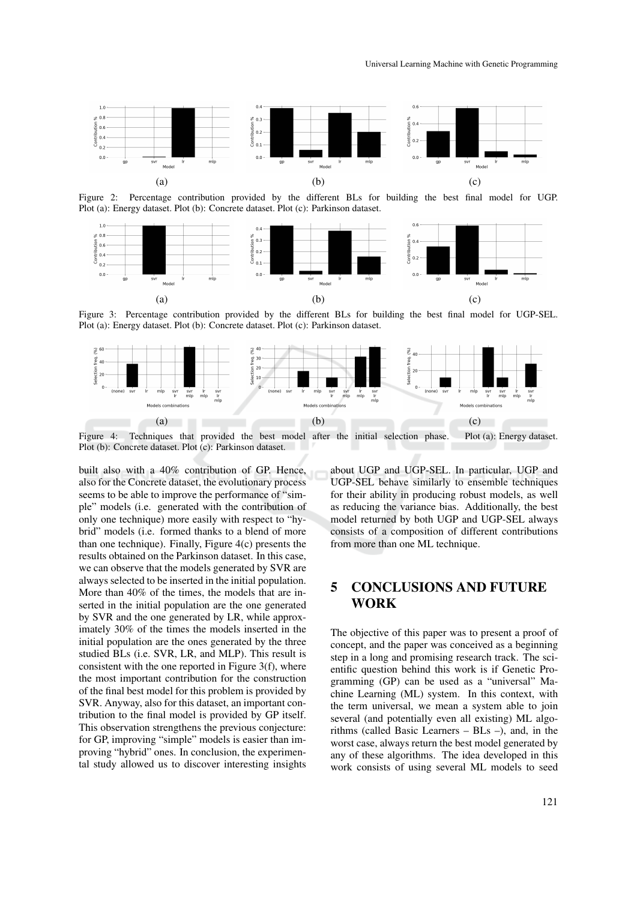Figure 2: Percentage contribution provided by the different BLs for building the best final model for UGP. Plot (a): Energy dataset. Plot (b): Concrete dataset. Plot (c): Parkinson dataset.

Figure 3: Percentage contribution provided by the different BLs for building the best final model for UGP-SEL. Plot (a): Energy dataset. Plot (b): Concrete dataset. Plot (c): Parkinson dataset.

Figure 4: Techniques that provided the best model after the initial selection phase. Plot (a): Energy dataset. Plot (b): Concrete dataset. Plot (c): Parkinson dataset.

built also with a 40% contribution of GP. Hence, also for the Concrete dataset, the evolutionary process seems to be able to improve the performance of "simple" models (i.e. generated with the contribution of only one technique) more easily with respect to "hybrid" models (i.e. formed thanks to a blend of more than one technique). Finally, Figure 4(c) presents the results obtained on the Parkinson dataset. In this case, we can observe that the models generated by SVR are always selected to be inserted in the initial population. More than 40% of the times, the models that are inserted in the initial population are the one generated by SVR and the one generated by LR, while approximately 30% of the times the models inserted in the initial population are the ones generated by the three studied BLs (i.e. SVR, LR, and MLP). This result is consistent with the one reported in Figure 3(f), where the most important contribution for the construction of the final best model for this problem is provided by SVR. Anyway, also for this dataset, an important contribution to the final model is provided by GP itself. This observation strengthens the previous conjecture: for GP, improving "simple" models is easier than improving "hybrid" ones. In conclusion, the experimental study allowed us to discover interesting insights about UGP and UGP-SEL. In particular, UGP and UGP-SEL behave similarly to ensemble techniques for their ability in producing robust models, as well as reducing the variance bias. Additionally, the best model returned by both UGP and UGP-SEL always consists of a composition of different contributions from more than one ML technique.

## 5 CONCLUSIONS AND FUTURE WORK

The objective of this paper was to present a proof of concept, and the paper was conceived as a beginning step in a long and promising research track. The scientific question behind this work is if Genetic Programming (GP) can be used as a "universal" Machine Learning (ML) system. In this context, with the term universal, we mean a system able to join several (and potentially even all existing) ML algorithms (called Basic Learners – BLs –), and, in the worst case, always return the best model generated by any of these algorithms. The idea developed in this work consists of using several ML models to seed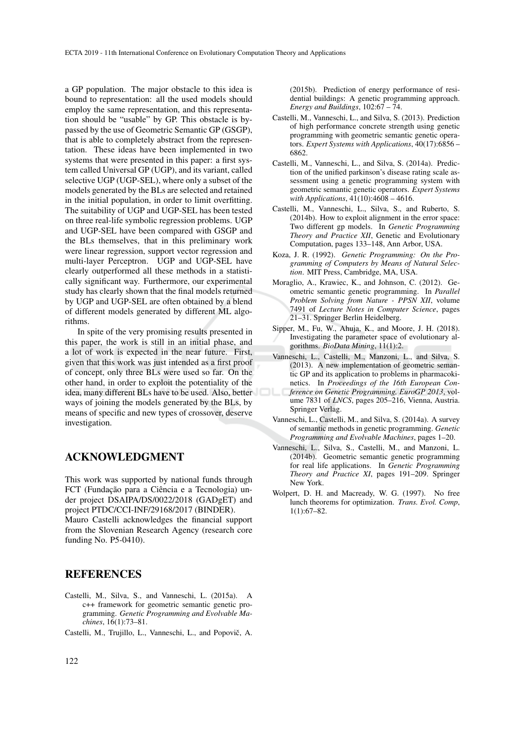a GP population. The major obstacle to this idea is bound to representation: all the used models should employ the same representation, and this representation should be "usable" by GP. This obstacle is bypassed by the use of Geometric Semantic GP (GSGP), that is able to completely abstract from the representation. These ideas have been implemented in two systems that were presented in this paper: a first system called Universal GP (UGP), and its variant, called selective UGP (UGP-SEL), where only a subset of the models generated by the BLs are selected and retained in the initial population, in order to limit overfitting. The suitability of UGP and UGP-SEL has been tested on three real-life symbolic regression problems. UGP and UGP-SEL have been compared with GSGP and the BLs themselves, that in this preliminary work were linear regression, support vector regression and multi-layer Perceptron. UGP and UGP-SEL have clearly outperformed all these methods in a statistically significant way. Furthermore, our experimental study has clearly shown that the final models returned by UGP and UGP-SEL are often obtained by a blend of different models generated by different ML algorithms.

In spite of the very promising results presented in this paper, the work is still in an initial phase, and a lot of work is expected in the near future. First, given that this work was just intended as a first proof of concept, only three BLs were used so far. On the other hand, in order to exploit the potentiality of the idea, many different BLs have to be used. Also, better ways of joining the models generated by the BLs, by means of specific and new types of crossover, deserve investigation.

## ACKNOWLEDGMENT

This work was supported by national funds through FCT (Fundação para a Ciência e a Tecnologia) under project DSAIPA/DS/0022/2018 (GADgET) and project PTDC/CCI-INF/29168/2017 (BINDER).
Mauro Castelli acknowledges the financial support from the Slovenian Research Agency (research core funding No. P5-0410).

## REFERENCES

Castelli, M., Silva, S., and Vanneschi, L. (2015a). A c++ framework for geometric semantic genetic programming. *Genetic Programming and Evolvable Machines*, 16(1):73–81.

Castelli, M., Trujillo, L., Vanneschi, L., and Popovič, A. (2015b). Prediction of energy performance of residential buildings: A genetic programming approach. *Energy and Buildings*, 102:67 – 74.

Castelli, M., Vanneschi, L., and Silva, S. (2013). Prediction of high performance concrete strength using genetic programming with geometric semantic genetic operators. *Expert Systems with Applications*, 40(17):6856 – 6862.

Castelli, M., Vanneschi, L., and Silva, S. (2014a). Prediction of the unified parkinson's disease rating scale assessment using a genetic programming system with geometric semantic genetic operators. *Expert Systems with Applications*, 41(10):4608 – 4616.

Castelli, M., Vanneschi, L., Silva, S., and Ruberto, S. (2014b). How to exploit alignment in the error space: Two different gp models. In *Genetic Programming Theory and Practice XII*, Genetic and Evolutionary Computation, pages 133–148, Ann Arbor, USA.

Koza, J. R. (1992). *Genetic Programming: On the Programming of Computers by Means of Natural Selection*. MIT Press, Cambridge, MA, USA.

Moraglio, A., Krawiec, K., and Johnson, C. (2012). Geometric semantic genetic programming. In *Parallel Problem Solving from Nature - PPSN XII*, volume 7491 of *Lecture Notes in Computer Science*, pages 21–31. Springer Berlin Heidelberg.

Sipper, M., Fu, W., Ahuja, K., and Moore, J. H. (2018). Investigating the parameter space of evolutionary algorithms. *BioData Mining*, 11(1):2.

Vanneschi, L., Castelli, M., Manzoni, L., and Silva, S. (2013). A new implementation of geometric semantic GP and its application to problems in pharmacokinetics. In *Proceedings of the 16th European Conference on Genetic Programming, EuroGP 2013*, volume 7831 of *LNCS*, pages 205–216, Vienna, Austria. Springer Verlag.

Vanneschi, L., Castelli, M., and Silva, S. (2014a). A survey of semantic methods in genetic programming. *Genetic Programming and Evolvable Machines*, pages 1–20.

Vanneschi, L., Silva, S., Castelli, M., and Manzoni, L. (2014b). Geometric semantic genetic programming for real life applications. In *Genetic Programming Theory and Practice XI*, pages 191–209. Springer New York.

Wolpert, D. H. and Macready, W. G. (1997). No free lunch theorems for optimization. *Trans. Evol. Comp*, 1(1):67–82.